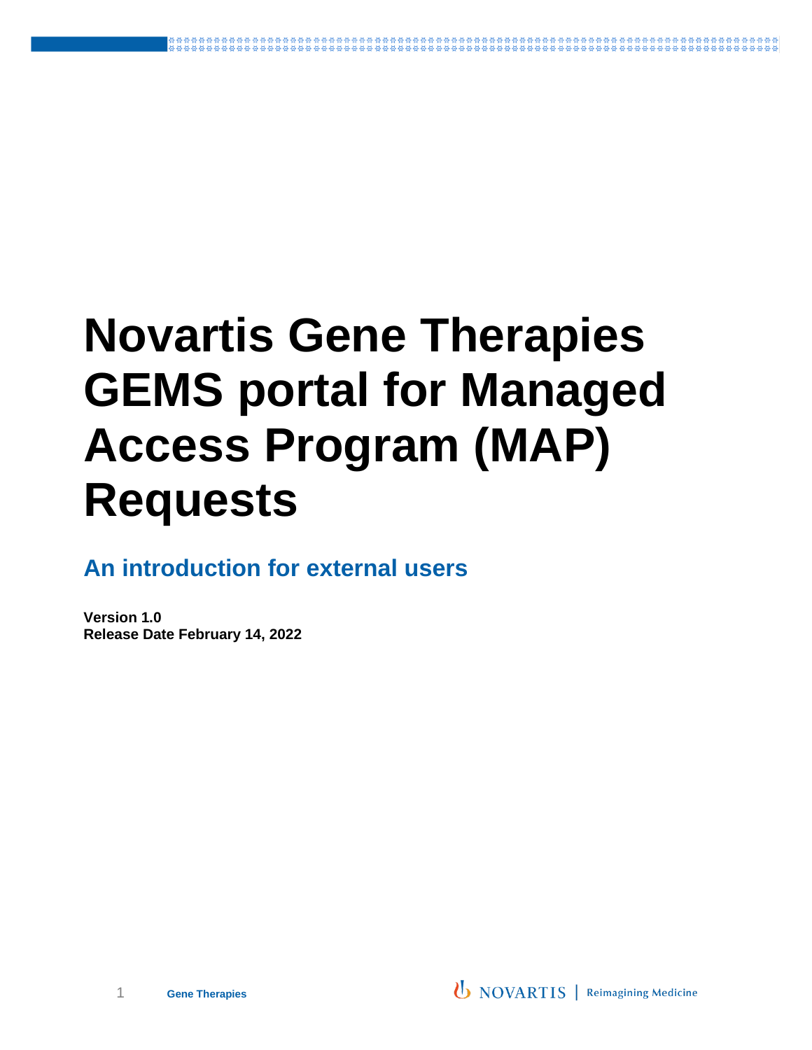# Novartis Gene Therapies GEMS portal for Managed Access Program (MAP) Requests

## An introduction for external users

**Version 1.0**
**Release Date February 14, 2022**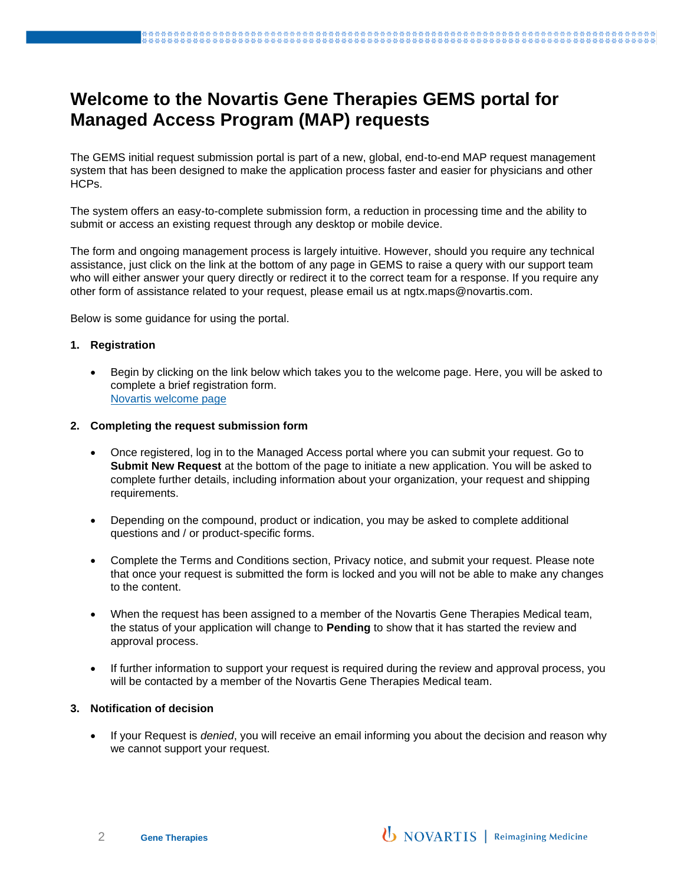# Welcome to the Novartis Gene Therapies GEMS portal for Managed Access Program (MAP) requests

The GEMS initial request submission portal is part of a new, global, end-to-end MAP request management system that has been designed to make the application process faster and easier for physicians and other HCPs.

The system offers an easy-to-complete submission form, a reduction in processing time and the ability to submit or access an existing request through any desktop or mobile device.

The form and ongoing management process is largely intuitive. However, should you require any technical assistance, just click on the link at the bottom of any page in GEMS to raise a query with our support team who will either answer your query directly or redirect it to the correct team for a response. If you require any other form of assistance related to your request, please email us at ngtx.maps@novartis.com.

Below is some guidance for using the portal.

**1. Registration**

- Begin by clicking on the link below which takes you to the welcome page. Here, you will be asked to complete a brief registration form.
  Novartis welcome page

**2. Completing the request submission form**

- Once registered, log in to the Managed Access portal where you can submit your request. Go to **Submit New Request** at the bottom of the page to initiate a new application. You will be asked to complete further details, including information about your organization, your request and shipping requirements.

- Depending on the compound, product or indication, you may be asked to complete additional questions and / or product-specific forms.

- Complete the Terms and Conditions section, Privacy notice, and submit your request. Please note that once your request is submitted the form is locked and you will not be able to make any changes to the content.

- When the request has been assigned to a member of the Novartis Gene Therapies Medical team, the status of your application will change to **Pending** to show that it has started the review and approval process.

- If further information to support your request is required during the review and approval process, you will be contacted by a member of the Novartis Gene Therapies Medical team.

**3. Notification of decision**

- If your Request is *denied*, you will receive an email informing you about the decision and reason why we cannot support your request.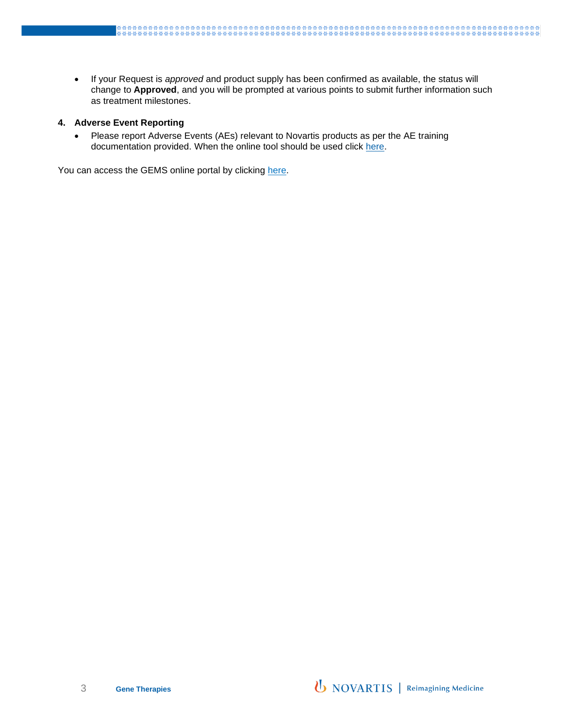- If your Request is *approved* and product supply has been confirmed as available, the status will change to **Approved**, and you will be prompted at various points to submit further information such as treatment milestones.

**4. Adverse Event Reporting**

- Please report Adverse Events (AEs) relevant to Novartis products as per the AE training documentation provided. When the online tool should be used click here.

You can access the GEMS online portal by clicking here.